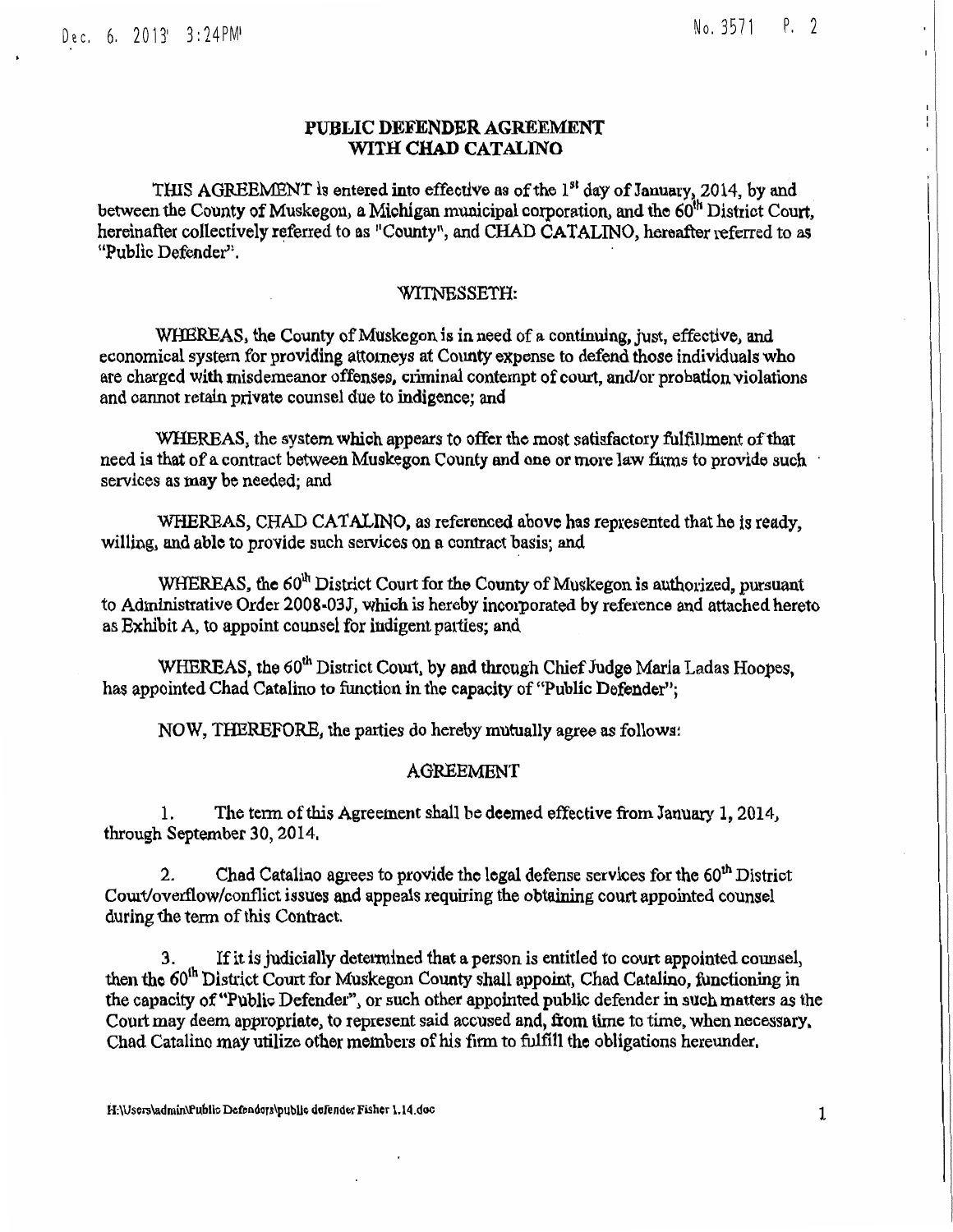# PUBLIC DEFENDER AGREEMENT WITH CHAD CATALINO

THIS AGREEMENT is entered into effective as of the 1st day of January, 2014, by and between the County of Muskegon, a Michigan municipal corporation, and the 60th District Court, hereinafter collectively referred to as "County", and CHAD CATALINO, hereafter referred to as "Public Defender".

## WITNESSETH:

WHEREAS, the County of Muskegon is in need of a continuing, just, effective, and economical system for providing attorneys at County expense to defend those individuals who are charged with misdemeanor offenses, criminal contempt of court, and/or probation violations and cannot retain private counsel due to indigence; and

WHEREAS, the system which appears to offer the most satisfactory fulfillment of that need is that of a contract between Muskegon County and one or more law firms to provide such services as may be needed; and

WHEREAS, CHAD CATALINO, as referenced above has represented that he is ready, willing, and able to provide such services on a contract basis; and

WHEREAS, the 60th District Court for the County of Muskegon is authorized, pursuant to Administrative Order 2008-03J, which is hereby incorporated by reference and attached hereto as Exhibit A, to appoint counsel for indigent parties; and

WHEREAS, the 60th District Court, by and through Chief Judge Maria Ladas Hoopes, has appointed Chad Catalino to function in the capacity of "Public Defender";

NOW, THEREFORE, the parties do hereby mutually agree as follows:

## AGREEMENT

1. The term of this Agreement shall be deemed effective from January 1, 2014, through September 30, 2014.

2. Chad Catalino agrees to provide the legal defense services for the 60th District Court/overflow/conflict issues and appeals requiring the obtaining court appointed counsel during the term of this Contract.

3. If it is judicially determined that a person is entitled to court appointed counsel, then the 60th District Court for Muskegon County shall appoint, Chad Catalino, functioning in the capacity of "Public Defender", or such other appointed public defender in such matters as the Court may deem appropriate, to represent said accused and, from time to time, when necessary, Chad Catalino may utilize other members of his firm to fulfill the obligations hereunder.

H:\Users\admin\Public Defenders\public defender Fisher 1.14.doc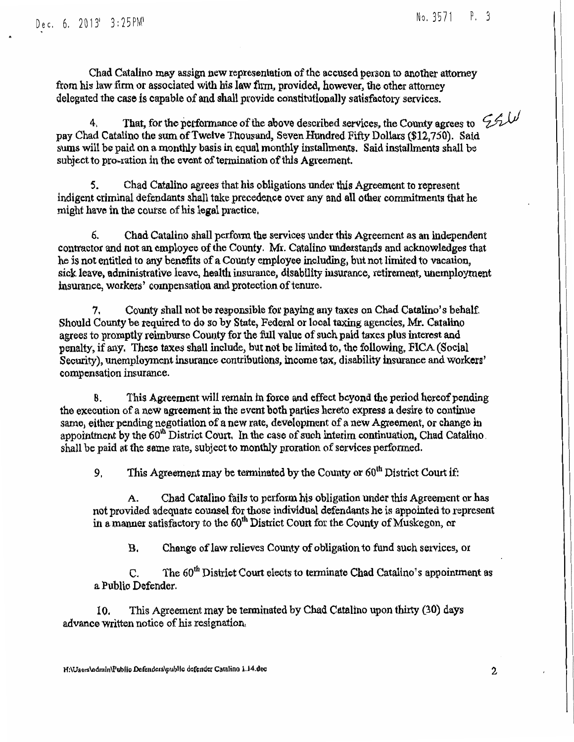Chad Catalino may assign new representation of the accused person to another attorney from his law firm or associated with his law firm, provided, however, the other attorney delegated the case is capable of and shall provide constitutionally satisfactory services.

4. That, for the performance of the above described services, the County agrees to pay Chad Catalino the sum of Twelve Thousand, Seven Hundred Fifty Dollars ($12,750). Said sums will be paid on a monthly basis in equal monthly installments. Said installments shall be subject to pro-ration in the event of termination of this Agreement.

5. Chad Catalino agrees that his obligations under this Agreement to represent indigent criminal defendants shall take precedence over any and all other commitments that he might have in the course of his legal practice.

6. Chad Catalino shall perform the services under this Agreement as an independent contractor and not an employee of the County. Mr. Catalino understands and acknowledges that he is not entitled to any benefits of a County employee including, but not limited to vacation, sick leave, administrative leave, health insurance, disability insurance, retirement, unemployment insurance, workers' compensation and protection of tenure.

7. County shall not be responsible for paying any taxes on Chad Catalino's behalf. Should County be required to do so by State, Federal or local taxing agencies, Mr. Catalino agrees to promptly reimburse County for the full value of such paid taxes plus interest and penalty, if any. These taxes shall include, but not be limited to, the following, FICA (Social Security), unemployment insurance contributions, income tax, disability insurance and workers' compensation insurance.

8. This Agreement will remain in force and effect beyond the period hereof pending the execution of a new agreement in the event both parties hereto express a desire to continue same, either pending negotiation of a new rate, development of a new Agreement, or change in appointment by the 60th District Court. In the case of such interim continuation, Chad Catalino shall be paid at the same rate, subject to monthly proration of services performed.

9. This Agreement may be terminated by the County or 60th District Court if:

A. Chad Catalino fails to perform his obligation under this Agreement or has not provided adequate counsel for those individual defendants he is appointed to represent in a manner satisfactory to the 60th District Court for the County of Muskegon, or

B. Change of law relieves County of obligation to fund such services, or

C. The 60th District Court elects to terminate Chad Catalino's appointment as a Public Defender.

10. This Agreement may be terminated by Chad Catalino upon thirty (30) days advance written notice of his resignation.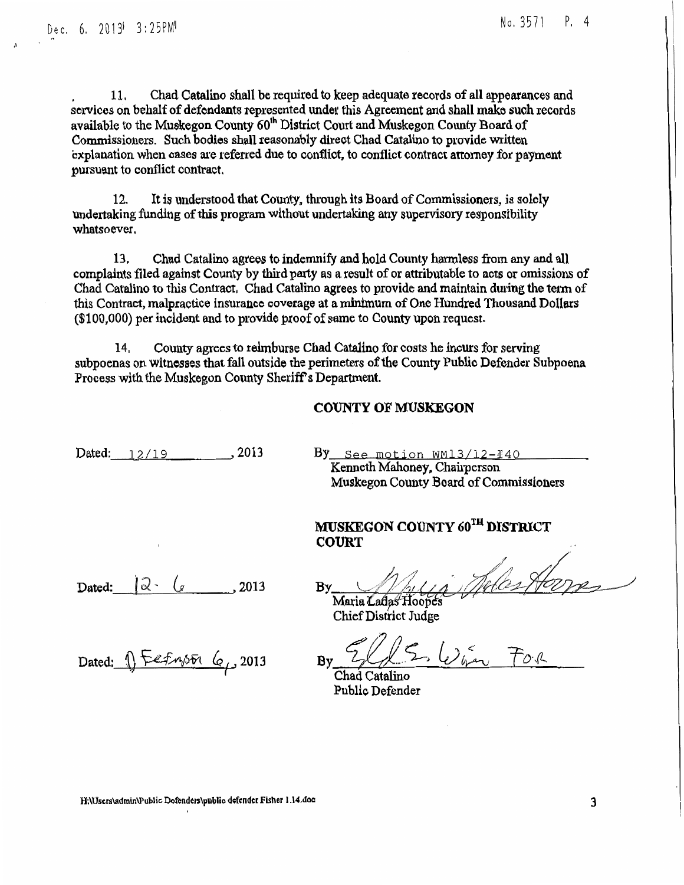11. Chad Catalino shall be required to keep adequate records of all appearances and services on behalf of defendants represented under this Agreement and shall make such records available to the Muskegon County 60th District Court and Muskegon County Board of Commissioners. Such bodies shall reasonably direct Chad Catalino to provide written explanation when cases are referred due to conflict, to conflict contract attorney for payment pursuant to conflict contract.

12. It is understood that County, through its Board of Commissioners, is solely undertaking funding of this program without undertaking any supervisory responsibility whatsoever.

13. Chad Catalino agrees to indemnify and hold County harmless from any and all complaints filed against County by third party as a result of or attributable to acts or omissions of Chad Catalino to this Contract. Chad Catalino agrees to provide and maintain during the term of this Contract, malpractice insurance coverage at a minimum of One Hundred Thousand Dollars ($100,000) per incident and to provide proof of same to County upon request.

14. County agrees to reimburse Chad Catalino for costs he incurs for serving subpoenas on witnesses that fall outside the perimeters of the County Public Defender Subpoena Process with the Muskegon County Sheriff's Department.

**COUNTY OF MUSKEGON**

Dated: 12/19, 2013

By See motion WM13/12-140
Kenneth Mahoney, Chairperson
Muskegon County Board of Commissioners

**MUSKEGON COUNTY 60TH DISTRICT COURT**

Dated: 12-6, 2013

By [signature]
Maria Ladas Hoopes
Chief District Judge

Dated: December 6, 2013

By [signature] For
Chad Catalino
Public Defender

H:\Users\admin\Public Defenders\public defender Fisher 1.14.doc